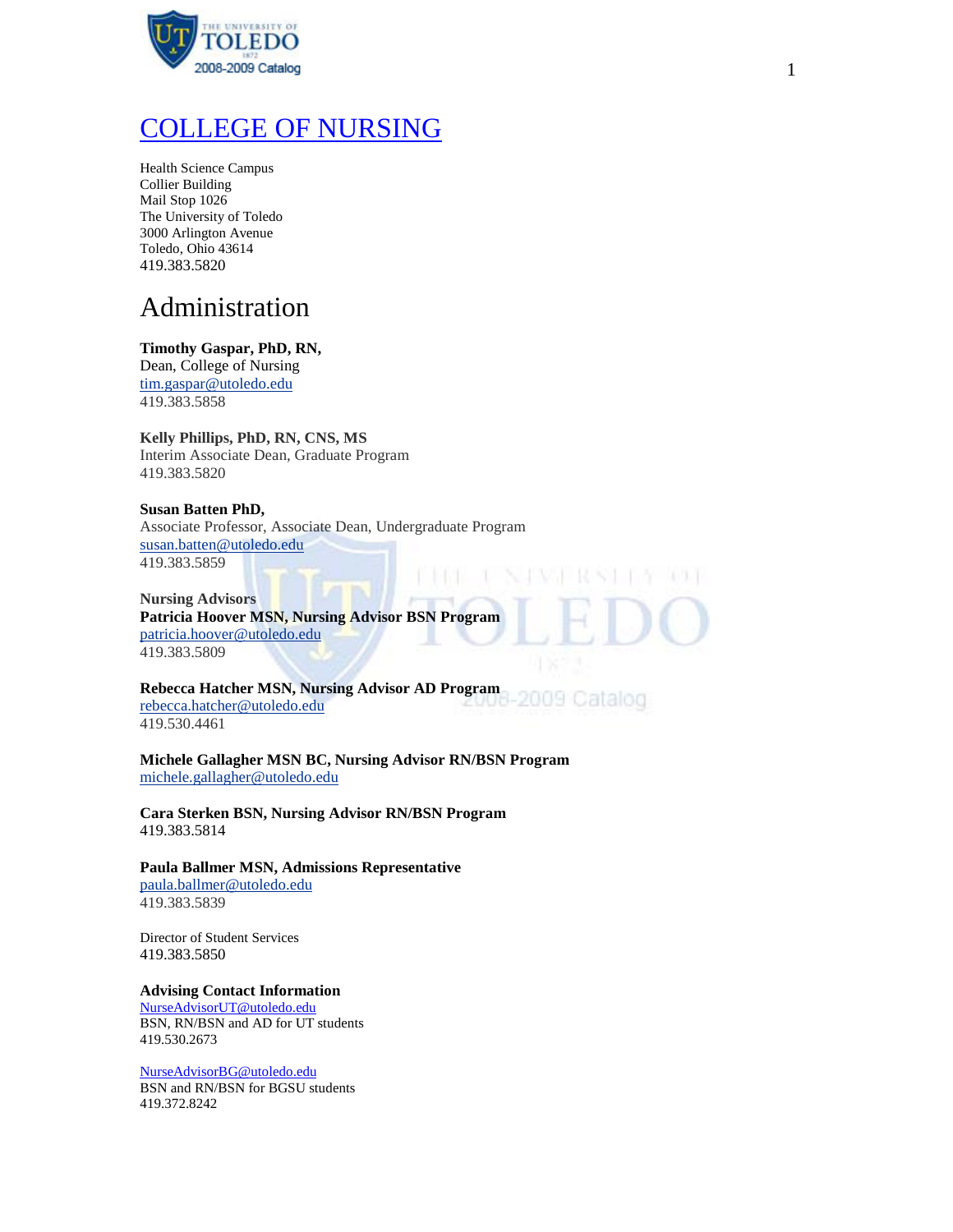# COLLEGE OF NURSING

Health Science Campus
Collier Building
Mail Stop 1026
The University of Toledo
3000 Arlington Avenue
Toledo, Ohio 43614
419.383.5820

## Administration

**Timothy Gaspar, PhD, RN,**
Dean, College of Nursing
tim.gaspar@utoledo.edu
419.383.5858

**Kelly Phillips, PhD, RN, CNS, MS**
Interim Associate Dean, Graduate Program
419.383.5820

**Susan Batten PhD,**
Associate Professor, Associate Dean, Undergraduate Program
susan.batten@utoledo.edu
419.383.5859

**Nursing Advisors**
**Patricia Hoover MSN, Nursing Advisor BSN Program**
patricia.hoover@utoledo.edu
419.383.5809

**Rebecca Hatcher MSN, Nursing Advisor AD Program**
rebecca.hatcher@utoledo.edu
419.530.4461

**Michele Gallagher MSN BC, Nursing Advisor RN/BSN Program**
michele.gallagher@utoledo.edu

**Cara Sterken BSN, Nursing Advisor RN/BSN Program**
419.383.5814

**Paula Ballmer MSN, Admissions Representative**
paula.ballmer@utoledo.edu
419.383.5839

Director of Student Services
419.383.5850

**Advising Contact Information**
NurseAdvisorUT@utoledo.edu
BSN, RN/BSN and AD for UT students
419.530.2673

NurseAdvisorBG@utoledo.edu
BSN and RN/BSN for BGSU students
419.372.8242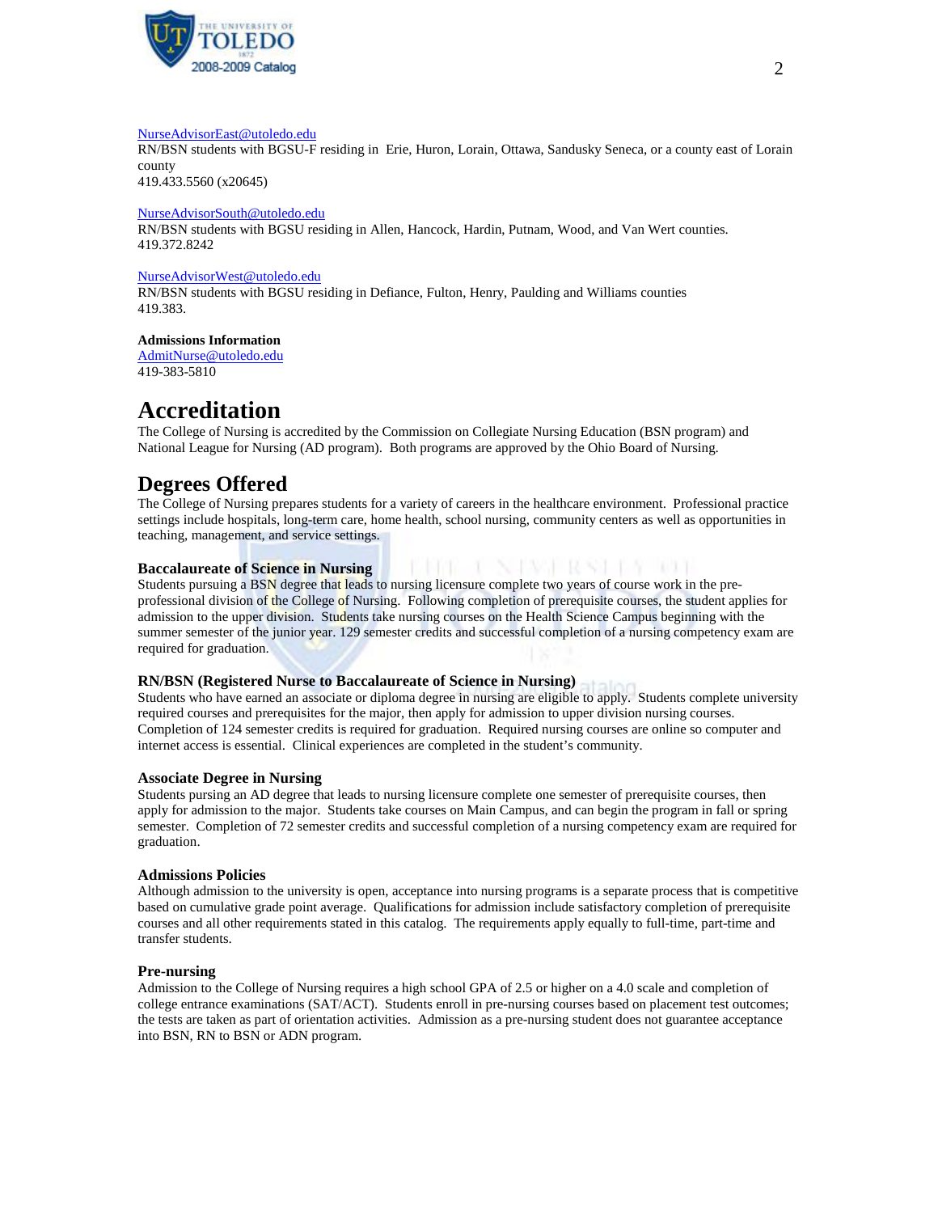NurseAdvisorEast@utoledo.edu
RN/BSN students with BGSU-F residing in Erie, Huron, Lorain, Ottawa, Sandusky Seneca, or a county east of Lorain county
419.433.5560 (x20645)

NurseAdvisorSouth@utoledo.edu
RN/BSN students with BGSU residing in Allen, Hancock, Hardin, Putnam, Wood, and Van Wert counties.
419.372.8242

NurseAdvisorWest@utoledo.edu
RN/BSN students with BGSU residing in Defiance, Fulton, Henry, Paulding and Williams counties
419.383.

**Admissions Information**
AdmitNurse@utoledo.edu
419-383-5810

# Accreditation

The College of Nursing is accredited by the Commission on Collegiate Nursing Education (BSN program) and National League for Nursing (AD program). Both programs are approved by the Ohio Board of Nursing.

# Degrees Offered

The College of Nursing prepares students for a variety of careers in the healthcare environment. Professional practice settings include hospitals, long-term care, home health, school nursing, community centers as well as opportunities in teaching, management, and service settings.

### Baccalaureate of Science in Nursing

Students pursuing a BSN degree that leads to nursing licensure complete two years of course work in the pre-professional division of the College of Nursing. Following completion of prerequisite courses, the student applies for admission to the upper division. Students take nursing courses on the Health Science Campus beginning with the summer semester of the junior year. 129 semester credits and successful completion of a nursing competency exam are required for graduation.

### RN/BSN (Registered Nurse to Baccalaureate of Science in Nursing)

Students who have earned an associate or diploma degree in nursing are eligible to apply. Students complete university required courses and prerequisites for the major, then apply for admission to upper division nursing courses. Completion of 124 semester credits is required for graduation. Required nursing courses are online so computer and internet access is essential. Clinical experiences are completed in the student's community.

### Associate Degree in Nursing

Students pursing an AD degree that leads to nursing licensure complete one semester of prerequisite courses, then apply for admission to the major. Students take courses on Main Campus, and can begin the program in fall or spring semester. Completion of 72 semester credits and successful completion of a nursing competency exam are required for graduation.

### Admissions Policies

Although admission to the university is open, acceptance into nursing programs is a separate process that is competitive based on cumulative grade point average. Qualifications for admission include satisfactory completion of prerequisite courses and all other requirements stated in this catalog. The requirements apply equally to full-time, part-time and transfer students.

### Pre-nursing

Admission to the College of Nursing requires a high school GPA of 2.5 or higher on a 4.0 scale and completion of college entrance examinations (SAT/ACT). Students enroll in pre-nursing courses based on placement test outcomes; the tests are taken as part of orientation activities. Admission as a pre-nursing student does not guarantee acceptance into BSN, RN to BSN or ADN program.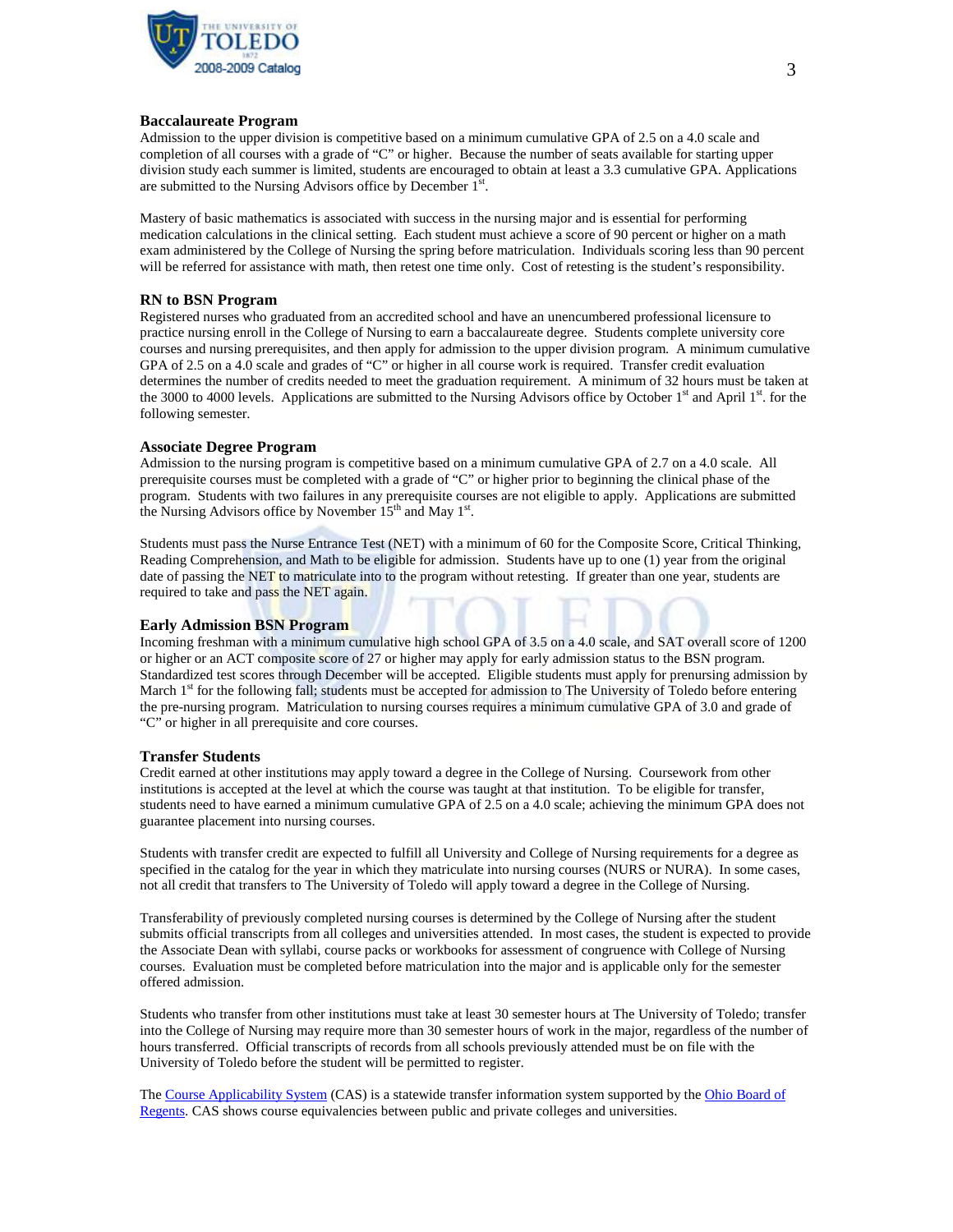### Baccalaureate Program

Admission to the upper division is competitive based on a minimum cumulative GPA of 2.5 on a 4.0 scale and completion of all courses with a grade of "C" or higher. Because the number of seats available for starting upper division study each summer is limited, students are encouraged to obtain at least a 3.3 cumulative GPA. Applications are submitted to the Nursing Advisors office by December 1st.

Mastery of basic mathematics is associated with success in the nursing major and is essential for performing medication calculations in the clinical setting. Each student must achieve a score of 90 percent or higher on a math exam administered by the College of Nursing the spring before matriculation. Individuals scoring less than 90 percent will be referred for assistance with math, then retest one time only. Cost of retesting is the student's responsibility.

### RN to BSN Program

Registered nurses who graduated from an accredited school and have an unencumbered professional licensure to practice nursing enroll in the College of Nursing to earn a baccalaureate degree. Students complete university core courses and nursing prerequisites, and then apply for admission to the upper division program. A minimum cumulative GPA of 2.5 on a 4.0 scale and grades of "C" or higher in all course work is required. Transfer credit evaluation determines the number of credits needed to meet the graduation requirement. A minimum of 32 hours must be taken at the 3000 to 4000 levels. Applications are submitted to the Nursing Advisors office by October 1st and April 1st. for the following semester.

### Associate Degree Program

Admission to the nursing program is competitive based on a minimum cumulative GPA of 2.7 on a 4.0 scale. All prerequisite courses must be completed with a grade of "C" or higher prior to beginning the clinical phase of the program. Students with two failures in any prerequisite courses are not eligible to apply. Applications are submitted the Nursing Advisors office by November 15th and May 1st.

Students must pass the Nurse Entrance Test (NET) with a minimum of 60 for the Composite Score, Critical Thinking, Reading Comprehension, and Math to be eligible for admission. Students have up to one (1) year from the original date of passing the NET to matriculate into to the program without retesting. If greater than one year, students are required to take and pass the NET again.

### Early Admission BSN Program

Incoming freshman with a minimum cumulative high school GPA of 3.5 on a 4.0 scale, and SAT overall score of 1200 or higher or an ACT composite score of 27 or higher may apply for early admission status to the BSN program. Standardized test scores through December will be accepted. Eligible students must apply for prenursing admission by March 1st for the following fall; students must be accepted for admission to The University of Toledo before entering the pre-nursing program. Matriculation to nursing courses requires a minimum cumulative GPA of 3.0 and grade of "C" or higher in all prerequisite and core courses.

### Transfer Students

Credit earned at other institutions may apply toward a degree in the College of Nursing. Coursework from other institutions is accepted at the level at which the course was taught at that institution. To be eligible for transfer, students need to have earned a minimum cumulative GPA of 2.5 on a 4.0 scale; achieving the minimum GPA does not guarantee placement into nursing courses.

Students with transfer credit are expected to fulfill all University and College of Nursing requirements for a degree as specified in the catalog for the year in which they matriculate into nursing courses (NURS or NURA). In some cases, not all credit that transfers to The University of Toledo will apply toward a degree in the College of Nursing.

Transferability of previously completed nursing courses is determined by the College of Nursing after the student submits official transcripts from all colleges and universities attended. In most cases, the student is expected to provide the Associate Dean with syllabi, course packs or workbooks for assessment of congruence with College of Nursing courses. Evaluation must be completed before matriculation into the major and is applicable only for the semester offered admission.

Students who transfer from other institutions must take at least 30 semester hours at The University of Toledo; transfer into the College of Nursing may require more than 30 semester hours of work in the major, regardless of the number of hours transferred. Official transcripts of records from all schools previously attended must be on file with the University of Toledo before the student will be permitted to register.

The Course Applicability System (CAS) is a statewide transfer information system supported by the Ohio Board of Regents. CAS shows course equivalencies between public and private colleges and universities.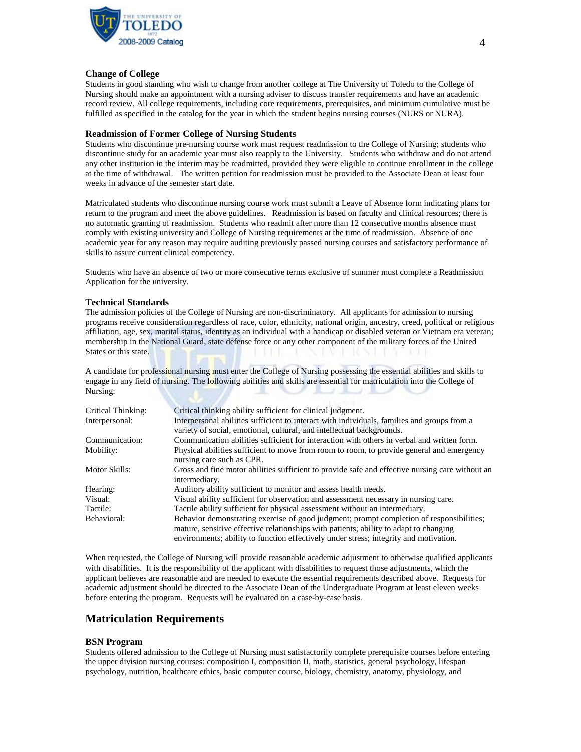### Change of College

Students in good standing who wish to change from another college at The University of Toledo to the College of Nursing should make an appointment with a nursing adviser to discuss transfer requirements and have an academic record review. All college requirements, including core requirements, prerequisites, and minimum cumulative must be fulfilled as specified in the catalog for the year in which the student begins nursing courses (NURS or NURA).

### Readmission of Former College of Nursing Students

Students who discontinue pre-nursing course work must request readmission to the College of Nursing; students who discontinue study for an academic year must also reapply to the University. Students who withdraw and do not attend any other institution in the interim may be readmitted, provided they were eligible to continue enrollment in the college at the time of withdrawal. The written petition for readmission must be provided to the Associate Dean at least four weeks in advance of the semester start date.

Matriculated students who discontinue nursing course work must submit a Leave of Absence form indicating plans for return to the program and meet the above guidelines. Readmission is based on faculty and clinical resources; there is no automatic granting of readmission. Students who readmit after more than 12 consecutive months absence must comply with existing university and College of Nursing requirements at the time of readmission. Absence of one academic year for any reason may require auditing previously passed nursing courses and satisfactory performance of skills to assure current clinical competency.

Students who have an absence of two or more consecutive terms exclusive of summer must complete a Readmission Application for the university.

### Technical Standards

The admission policies of the College of Nursing are non-discriminatory. All applicants for admission to nursing programs receive consideration regardless of race, color, ethnicity, national origin, ancestry, creed, political or religious affiliation, age, sex, marital status, identity as an individual with a handicap or disabled veteran or Vietnam era veteran; membership in the National Guard, state defense force or any other component of the military forces of the United States or this state.

A candidate for professional nursing must enter the College of Nursing possessing the essential abilities and skills to engage in any field of nursing. The following abilities and skills are essential for matriculation into the College of Nursing:

| | |
|---|---|
| Critical Thinking: | Critical thinking ability sufficient for clinical judgment. |
| Interpersonal: | Interpersonal abilities sufficient to interact with individuals, families and groups from a variety of social, emotional, cultural, and intellectual backgrounds. |
| Communication: | Communication abilities sufficient for interaction with others in verbal and written form. |
| Mobility: | Physical abilities sufficient to move from room to room, to provide general and emergency nursing care such as CPR. |
| Motor Skills: | Gross and fine motor abilities sufficient to provide safe and effective nursing care without an intermediary. |
| Hearing: | Auditory ability sufficient to monitor and assess health needs. |
| Visual: | Visual ability sufficient for observation and assessment necessary in nursing care. |
| Tactile: | Tactile ability sufficient for physical assessment without an intermediary. |
| Behavioral: | Behavior demonstrating exercise of good judgment; prompt completion of responsibilities; mature, sensitive effective relationships with patients; ability to adapt to changing environments; ability to function effectively under stress; integrity and motivation. |

When requested, the College of Nursing will provide reasonable academic adjustment to otherwise qualified applicants with disabilities. It is the responsibility of the applicant with disabilities to request those adjustments, which the applicant believes are reasonable and are needed to execute the essential requirements described above. Requests for academic adjustment should be directed to the Associate Dean of the Undergraduate Program at least eleven weeks before entering the program. Requests will be evaluated on a case-by-case basis.

## Matriculation Requirements

### BSN Program

Students offered admission to the College of Nursing must satisfactorily complete prerequisite courses before entering the upper division nursing courses: composition I, composition II, math, statistics, general psychology, lifespan psychology, nutrition, healthcare ethics, basic computer course, biology, chemistry, anatomy, physiology, and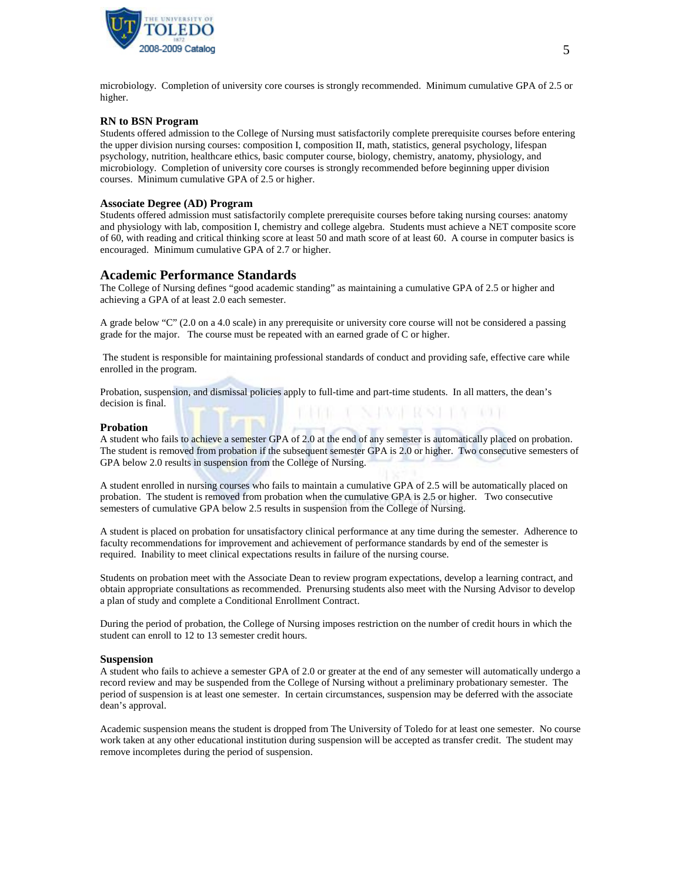microbiology. Completion of university core courses is strongly recommended. Minimum cumulative GPA of 2.5 or higher.

### RN to BSN Program

Students offered admission to the College of Nursing must satisfactorily complete prerequisite courses before entering the upper division nursing courses: composition I, composition II, math, statistics, general psychology, lifespan psychology, nutrition, healthcare ethics, basic computer course, biology, chemistry, anatomy, physiology, and microbiology. Completion of university core courses is strongly recommended before beginning upper division courses. Minimum cumulative GPA of 2.5 or higher.

### Associate Degree (AD) Program

Students offered admission must satisfactorily complete prerequisite courses before taking nursing courses: anatomy and physiology with lab, composition I, chemistry and college algebra. Students must achieve a NET composite score of 60, with reading and critical thinking score at least 50 and math score of at least 60. A course in computer basics is encouraged. Minimum cumulative GPA of 2.7 or higher.

## Academic Performance Standards

The College of Nursing defines "good academic standing" as maintaining a cumulative GPA of 2.5 or higher and achieving a GPA of at least 2.0 each semester.

A grade below "C" (2.0 on a 4.0 scale) in any prerequisite or university core course will not be considered a passing grade for the major. The course must be repeated with an earned grade of C or higher.

The student is responsible for maintaining professional standards of conduct and providing safe, effective care while enrolled in the program.

Probation, suspension, and dismissal policies apply to full-time and part-time students. In all matters, the dean's decision is final.

### Probation

A student who fails to achieve a semester GPA of 2.0 at the end of any semester is automatically placed on probation. The student is removed from probation if the subsequent semester GPA is 2.0 or higher. Two consecutive semesters of GPA below 2.0 results in suspension from the College of Nursing.

A student enrolled in nursing courses who fails to maintain a cumulative GPA of 2.5 will be automatically placed on probation. The student is removed from probation when the cumulative GPA is 2.5 or higher. Two consecutive semesters of cumulative GPA below 2.5 results in suspension from the College of Nursing.

A student is placed on probation for unsatisfactory clinical performance at any time during the semester. Adherence to faculty recommendations for improvement and achievement of performance standards by end of the semester is required. Inability to meet clinical expectations results in failure of the nursing course.

Students on probation meet with the Associate Dean to review program expectations, develop a learning contract, and obtain appropriate consultations as recommended. Prenursing students also meet with the Nursing Advisor to develop a plan of study and complete a Conditional Enrollment Contract.

During the period of probation, the College of Nursing imposes restriction on the number of credit hours in which the student can enroll to 12 to 13 semester credit hours.

### Suspension

A student who fails to achieve a semester GPA of 2.0 or greater at the end of any semester will automatically undergo a record review and may be suspended from the College of Nursing without a preliminary probationary semester. The period of suspension is at least one semester. In certain circumstances, suspension may be deferred with the associate dean's approval.

Academic suspension means the student is dropped from The University of Toledo for at least one semester. No course work taken at any other educational institution during suspension will be accepted as transfer credit. The student may remove incompletes during the period of suspension.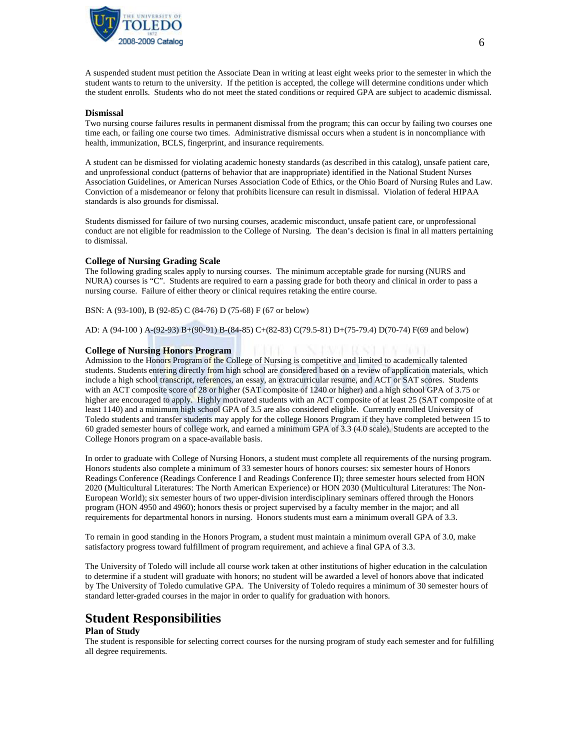A suspended student must petition the Associate Dean in writing at least eight weeks prior to the semester in which the student wants to return to the university. If the petition is accepted, the college will determine conditions under which the student enrolls. Students who do not meet the stated conditions or required GPA are subject to academic dismissal.

### Dismissal

Two nursing course failures results in permanent dismissal from the program; this can occur by failing two courses one time each, or failing one course two times. Administrative dismissal occurs when a student is in noncompliance with health, immunization, BCLS, fingerprint, and insurance requirements.

A student can be dismissed for violating academic honesty standards (as described in this catalog), unsafe patient care, and unprofessional conduct (patterns of behavior that are inappropriate) identified in the National Student Nurses Association Guidelines, or American Nurses Association Code of Ethics, or the Ohio Board of Nursing Rules and Law. Conviction of a misdemeanor or felony that prohibits licensure can result in dismissal. Violation of federal HIPAA standards is also grounds for dismissal.

Students dismissed for failure of two nursing courses, academic misconduct, unsafe patient care, or unprofessional conduct are not eligible for readmission to the College of Nursing. The dean's decision is final in all matters pertaining to dismissal.

### College of Nursing Grading Scale

The following grading scales apply to nursing courses. The minimum acceptable grade for nursing (NURS and NURA) courses is "C". Students are required to earn a passing grade for both theory and clinical in order to pass a nursing course. Failure of either theory or clinical requires retaking the entire course.

BSN: A (93-100), B (92-85) C (84-76) D (75-68) F (67 or below)

AD: A (94-100 ) A-(92-93) B+(90-91) B-(84-85) C+(82-83) C(79.5-81) D+(75-79.4) D(70-74) F(69 and below)

### College of Nursing Honors Program

Admission to the Honors Program of the College of Nursing is competitive and limited to academically talented students. Students entering directly from high school are considered based on a review of application materials, which include a high school transcript, references, an essay, an extracurricular resume, and ACT or SAT scores. Students with an ACT composite score of 28 or higher (SAT composite of 1240 or higher) and a high school GPA of 3.75 or higher are encouraged to apply. Highly motivated students with an ACT composite of at least 25 (SAT composite of at least 1140) and a minimum high school GPA of 3.5 are also considered eligible. Currently enrolled University of Toledo students and transfer students may apply for the college Honors Program if they have completed between 15 to 60 graded semester hours of college work, and earned a minimum GPA of 3.3 (4.0 scale). Students are accepted to the College Honors program on a space-available basis.

In order to graduate with College of Nursing Honors, a student must complete all requirements of the nursing program. Honors students also complete a minimum of 33 semester hours of honors courses: six semester hours of Honors Readings Conference (Readings Conference I and Reading Conference II); three semester hours selected from HON 2020 (Multicultural Literatures: The North American Experience) or HON 2030 (Multicultural Literatures: The Non-European World); six semester hours of two upper-division interdisciplinary seminars offered through the Honors program (HON 4950 and 4960); honors thesis or project supervised by a faculty member in the major; and all requirements for departmental honors in nursing. Honors students must earn a minimum overall GPA of 3.3.

To remain in good standing in the Honors Program, a student must maintain a minimum overall GPA of 3.0, make satisfactory progress toward fulfillment of program requirement, and achieve a final GPA of 3.3.

The University of Toledo will include all course work taken at other institutions of higher education in the calculation to determine if a student will graduate with honors; no student will be awarded a level of honors above that indicated by The University of Toledo cumulative GPA. The University of Toledo requires a minimum of 30 semester hours of standard letter-graded courses in the major in order to qualify for graduation with honors.

## Student Responsibilities

### Plan of Study

The student is responsible for selecting correct courses for the nursing program of study each semester and for fulfilling all degree requirements.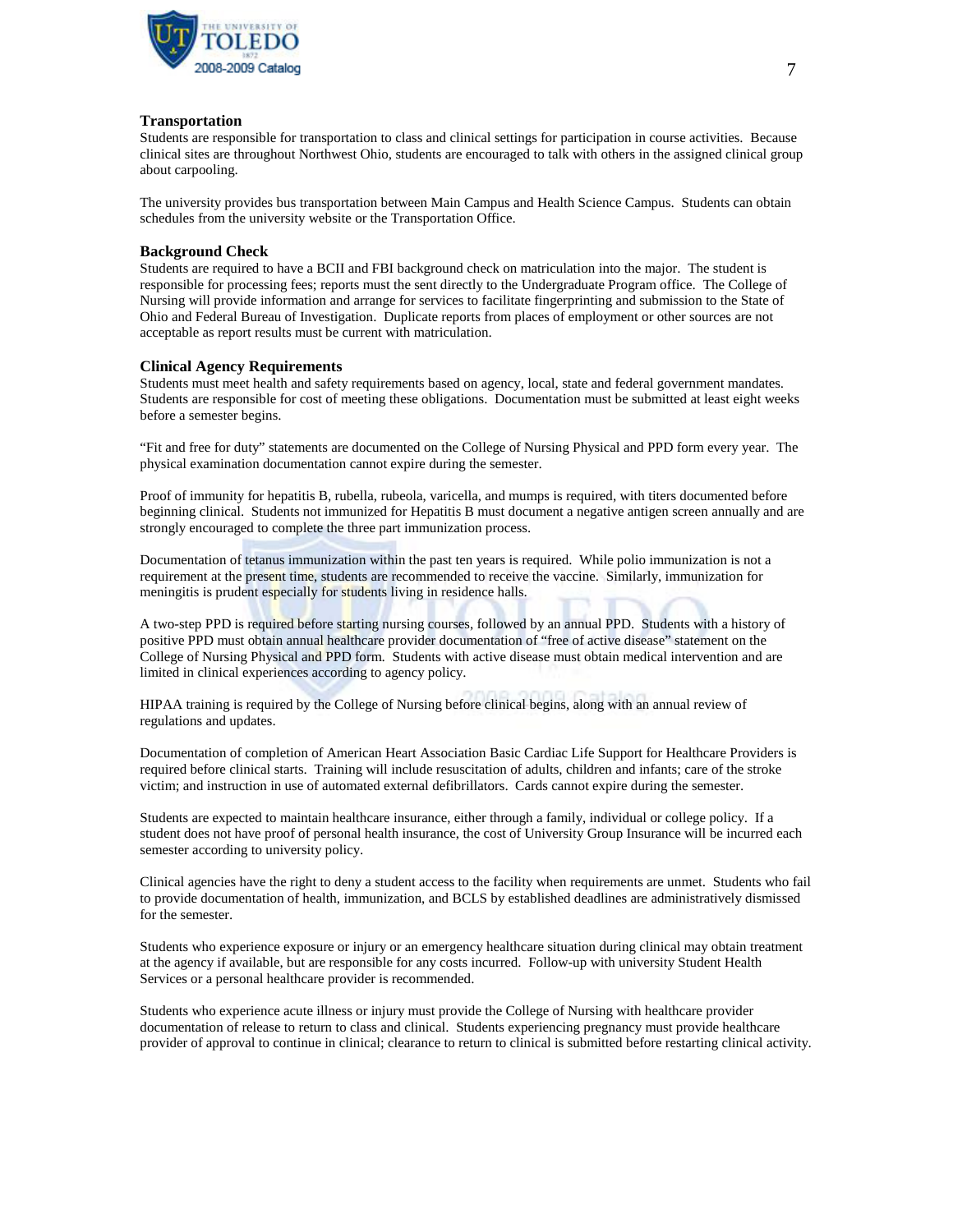### Transportation

Students are responsible for transportation to class and clinical settings for participation in course activities. Because clinical sites are throughout Northwest Ohio, students are encouraged to talk with others in the assigned clinical group about carpooling.

The university provides bus transportation between Main Campus and Health Science Campus. Students can obtain schedules from the university website or the Transportation Office.

### Background Check

Students are required to have a BCII and FBI background check on matriculation into the major. The student is responsible for processing fees; reports must the sent directly to the Undergraduate Program office. The College of Nursing will provide information and arrange for services to facilitate fingerprinting and submission to the State of Ohio and Federal Bureau of Investigation. Duplicate reports from places of employment or other sources are not acceptable as report results must be current with matriculation.

### Clinical Agency Requirements

Students must meet health and safety requirements based on agency, local, state and federal government mandates. Students are responsible for cost of meeting these obligations. Documentation must be submitted at least eight weeks before a semester begins.

"Fit and free for duty" statements are documented on the College of Nursing Physical and PPD form every year. The physical examination documentation cannot expire during the semester.

Proof of immunity for hepatitis B, rubella, rubeola, varicella, and mumps is required, with titers documented before beginning clinical. Students not immunized for Hepatitis B must document a negative antigen screen annually and are strongly encouraged to complete the three part immunization process.

Documentation of tetanus immunization within the past ten years is required. While polio immunization is not a requirement at the present time, students are recommended to receive the vaccine. Similarly, immunization for meningitis is prudent especially for students living in residence halls.

A two-step PPD is required before starting nursing courses, followed by an annual PPD. Students with a history of positive PPD must obtain annual healthcare provider documentation of "free of active disease" statement on the College of Nursing Physical and PPD form. Students with active disease must obtain medical intervention and are limited in clinical experiences according to agency policy.

HIPAA training is required by the College of Nursing before clinical begins, along with an annual review of regulations and updates.

Documentation of completion of American Heart Association Basic Cardiac Life Support for Healthcare Providers is required before clinical starts. Training will include resuscitation of adults, children and infants; care of the stroke victim; and instruction in use of automated external defibrillators. Cards cannot expire during the semester.

Students are expected to maintain healthcare insurance, either through a family, individual or college policy. If a student does not have proof of personal health insurance, the cost of University Group Insurance will be incurred each semester according to university policy.

Clinical agencies have the right to deny a student access to the facility when requirements are unmet. Students who fail to provide documentation of health, immunization, and BCLS by established deadlines are administratively dismissed for the semester.

Students who experience exposure or injury or an emergency healthcare situation during clinical may obtain treatment at the agency if available, but are responsible for any costs incurred. Follow-up with university Student Health Services or a personal healthcare provider is recommended.

Students who experience acute illness or injury must provide the College of Nursing with healthcare provider documentation of release to return to class and clinical. Students experiencing pregnancy must provide healthcare provider of approval to continue in clinical; clearance to return to clinical is submitted before restarting clinical activity.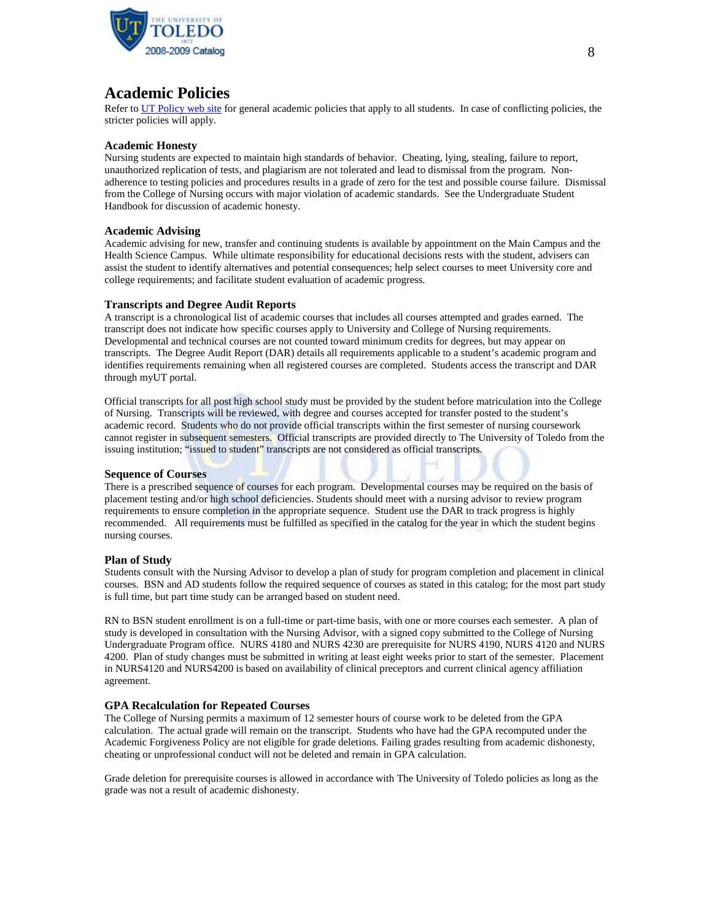# Academic Policies

Refer to UT Policy web site for general academic policies that apply to all students. In case of conflicting policies, the stricter policies will apply.

### Academic Honesty

Nursing students are expected to maintain high standards of behavior. Cheating, lying, stealing, failure to report, unauthorized replication of tests, and plagiarism are not tolerated and lead to dismissal from the program. Non-adherence to testing policies and procedures results in a grade of zero for the test and possible course failure. Dismissal from the College of Nursing occurs with major violation of academic standards. See the Undergraduate Student Handbook for discussion of academic honesty.

### Academic Advising

Academic advising for new, transfer and continuing students is available by appointment on the Main Campus and the Health Science Campus. While ultimate responsibility for educational decisions rests with the student, advisers can assist the student to identify alternatives and potential consequences; help select courses to meet University core and college requirements; and facilitate student evaluation of academic progress.

### Transcripts and Degree Audit Reports

A transcript is a chronological list of academic courses that includes all courses attempted and grades earned. The transcript does not indicate how specific courses apply to University and College of Nursing requirements. Developmental and technical courses are not counted toward minimum credits for degrees, but may appear on transcripts. The Degree Audit Report (DAR) details all requirements applicable to a student's academic program and identifies requirements remaining when all registered courses are completed. Students access the transcript and DAR through myUT portal.

Official transcripts for all post high school study must be provided by the student before matriculation into the College of Nursing. Transcripts will be reviewed, with degree and courses accepted for transfer posted to the student's academic record. Students who do not provide official transcripts within the first semester of nursing coursework cannot register in subsequent semesters. Official transcripts are provided directly to The University of Toledo from the issuing institution; "issued to student" transcripts are not considered as official transcripts.

### Sequence of Courses

There is a prescribed sequence of courses for each program. Developmental courses may be required on the basis of placement testing and/or high school deficiencies. Students should meet with a nursing advisor to review program requirements to ensure completion in the appropriate sequence. Student use the DAR to track progress is highly recommended. All requirements must be fulfilled as specified in the catalog for the year in which the student begins nursing courses.

### Plan of Study

Students consult with the Nursing Advisor to develop a plan of study for program completion and placement in clinical courses. BSN and AD students follow the required sequence of courses as stated in this catalog; for the most part study is full time, but part time study can be arranged based on student need.

RN to BSN student enrollment is on a full-time or part-time basis, with one or more courses each semester. A plan of study is developed in consultation with the Nursing Advisor, with a signed copy submitted to the College of Nursing Undergraduate Program office. NURS 4180 and NURS 4230 are prerequisite for NURS 4190, NURS 4120 and NURS 4200. Plan of study changes must be submitted in writing at least eight weeks prior to start of the semester. Placement in NURS4120 and NURS4200 is based on availability of clinical preceptors and current clinical agency affiliation agreement.

### GPA Recalculation for Repeated Courses

The College of Nursing permits a maximum of 12 semester hours of course work to be deleted from the GPA calculation. The actual grade will remain on the transcript. Students who have had the GPA recomputed under the Academic Forgiveness Policy are not eligible for grade deletions. Failing grades resulting from academic dishonesty, cheating or unprofessional conduct will not be deleted and remain in GPA calculation.

Grade deletion for prerequisite courses is allowed in accordance with The University of Toledo policies as long as the grade was not a result of academic dishonesty.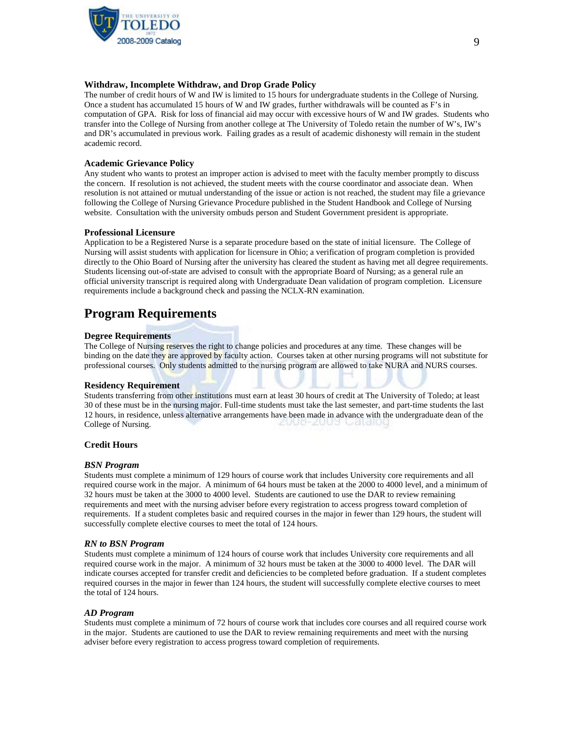### Withdraw, Incomplete Withdraw, and Drop Grade Policy

The number of credit hours of W and IW is limited to 15 hours for undergraduate students in the College of Nursing. Once a student has accumulated 15 hours of W and IW grades, further withdrawals will be counted as F's in computation of GPA. Risk for loss of financial aid may occur with excessive hours of W and IW grades. Students who transfer into the College of Nursing from another college at The University of Toledo retain the number of W's, IW's and DR's accumulated in previous work. Failing grades as a result of academic dishonesty will remain in the student academic record.

### Academic Grievance Policy

Any student who wants to protest an improper action is advised to meet with the faculty member promptly to discuss the concern. If resolution is not achieved, the student meets with the course coordinator and associate dean. When resolution is not attained or mutual understanding of the issue or action is not reached, the student may file a grievance following the College of Nursing Grievance Procedure published in the Student Handbook and College of Nursing website. Consultation with the university ombuds person and Student Government president is appropriate.

### Professional Licensure

Application to be a Registered Nurse is a separate procedure based on the state of initial licensure. The College of Nursing will assist students with application for licensure in Ohio; a verification of program completion is provided directly to the Ohio Board of Nursing after the university has cleared the student as having met all degree requirements. Students licensing out-of-state are advised to consult with the appropriate Board of Nursing; as a general rule an official university transcript is required along with Undergraduate Dean validation of program completion. Licensure requirements include a background check and passing the NCLX-RN examination.

## Program Requirements

### Degree Requirements

The College of Nursing reserves the right to change policies and procedures at any time. These changes will be binding on the date they are approved by faculty action. Courses taken at other nursing programs will not substitute for professional courses. Only students admitted to the nursing program are allowed to take NURA and NURS courses.

### Residency Requirement

Students transferring from other institutions must earn at least 30 hours of credit at The University of Toledo; at least 30 of these must be in the nursing major. Full-time students must take the last semester, and part-time students the last 12 hours, in residence, unless alternative arrangements have been made in advance with the undergraduate dean of the College of Nursing.

### Credit Hours

#### *BSN Program*

Students must complete a minimum of 129 hours of course work that includes University core requirements and all required course work in the major. A minimum of 64 hours must be taken at the 2000 to 4000 level, and a minimum of 32 hours must be taken at the 3000 to 4000 level. Students are cautioned to use the DAR to review remaining requirements and meet with the nursing adviser before every registration to access progress toward completion of requirements. If a student completes basic and required courses in the major in fewer than 129 hours, the student will successfully complete elective courses to meet the total of 124 hours.

#### *RN to BSN Program*

Students must complete a minimum of 124 hours of course work that includes University core requirements and all required course work in the major. A minimum of 32 hours must be taken at the 3000 to 4000 level. The DAR will indicate courses accepted for transfer credit and deficiencies to be completed before graduation. If a student completes required courses in the major in fewer than 124 hours, the student will successfully complete elective courses to meet the total of 124 hours.

#### *AD Program*

Students must complete a minimum of 72 hours of course work that includes core courses and all required course work in the major. Students are cautioned to use the DAR to review remaining requirements and meet with the nursing adviser before every registration to access progress toward completion of requirements.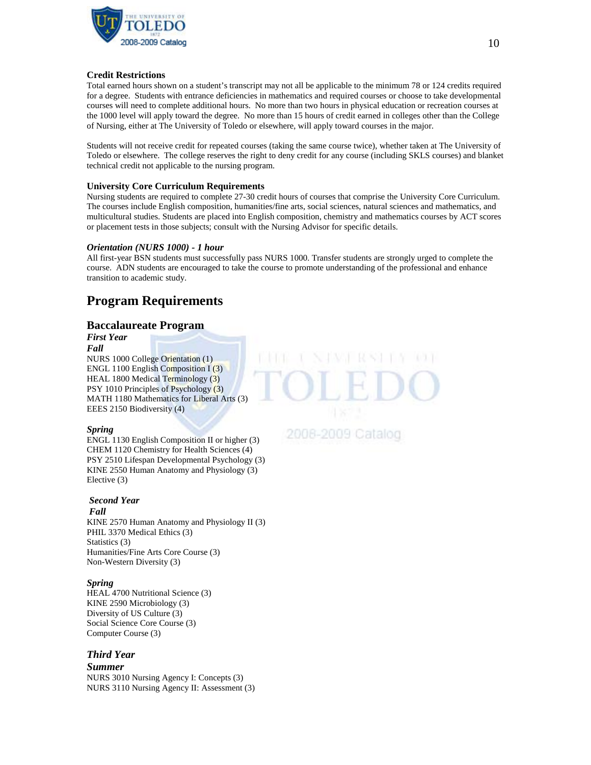### Credit Restrictions

Total earned hours shown on a student's transcript may not all be applicable to the minimum 78 or 124 credits required for a degree. Students with entrance deficiencies in mathematics and required courses or choose to take developmental courses will need to complete additional hours. No more than two hours in physical education or recreation courses at the 1000 level will apply toward the degree. No more than 15 hours of credit earned in colleges other than the College of Nursing, either at The University of Toledo or elsewhere, will apply toward courses in the major.

Students will not receive credit for repeated courses (taking the same course twice), whether taken at The University of Toledo or elsewhere. The college reserves the right to deny credit for any course (including SKLS courses) and blanket technical credit not applicable to the nursing program.

### University Core Curriculum Requirements

Nursing students are required to complete 27-30 credit hours of courses that comprise the University Core Curriculum. The courses include English composition, humanities/fine arts, social sciences, natural sciences and mathematics, and multicultural studies. Students are placed into English composition, chemistry and mathematics courses by ACT scores or placement tests in those subjects; consult with the Nursing Advisor for specific details.

### *Orientation (NURS 1000) - 1 hour*

All first-year BSN students must successfully pass NURS 1000. Transfer students are strongly urged to complete the course. ADN students are encouraged to take the course to promote understanding of the professional and enhance transition to academic study.

## Program Requirements

### Baccalaureate Program

***First Year***

***Fall***

NURS 1000 College Orientation (1)
ENGL 1100 English Composition I (3)
HEAL 1800 Medical Terminology (3)
PSY 1010 Principles of Psychology (3)
MATH 1180 Mathematics for Liberal Arts (3)
EEES 2150 Biodiversity (4)

***Spring***

ENGL 1130 English Composition II or higher (3)
CHEM 1120 Chemistry for Health Sciences (4)
PSY 2510 Lifespan Developmental Psychology (3)
KINE 2550 Human Anatomy and Physiology (3)
Elective (3)

***Second Year***

***Fall***

KINE 2570 Human Anatomy and Physiology II (3)
PHIL 3370 Medical Ethics (3)
Statistics (3)
Humanities/Fine Arts Core Course (3)
Non-Western Diversity (3)

***Spring***

HEAL 4700 Nutritional Science (3)
KINE 2590 Microbiology (3)
Diversity of US Culture (3)
Social Science Core Course (3)
Computer Course (3)

***Third Year***

***Summer***

NURS 3010 Nursing Agency I: Concepts (3)
NURS 3110 Nursing Agency II: Assessment (3)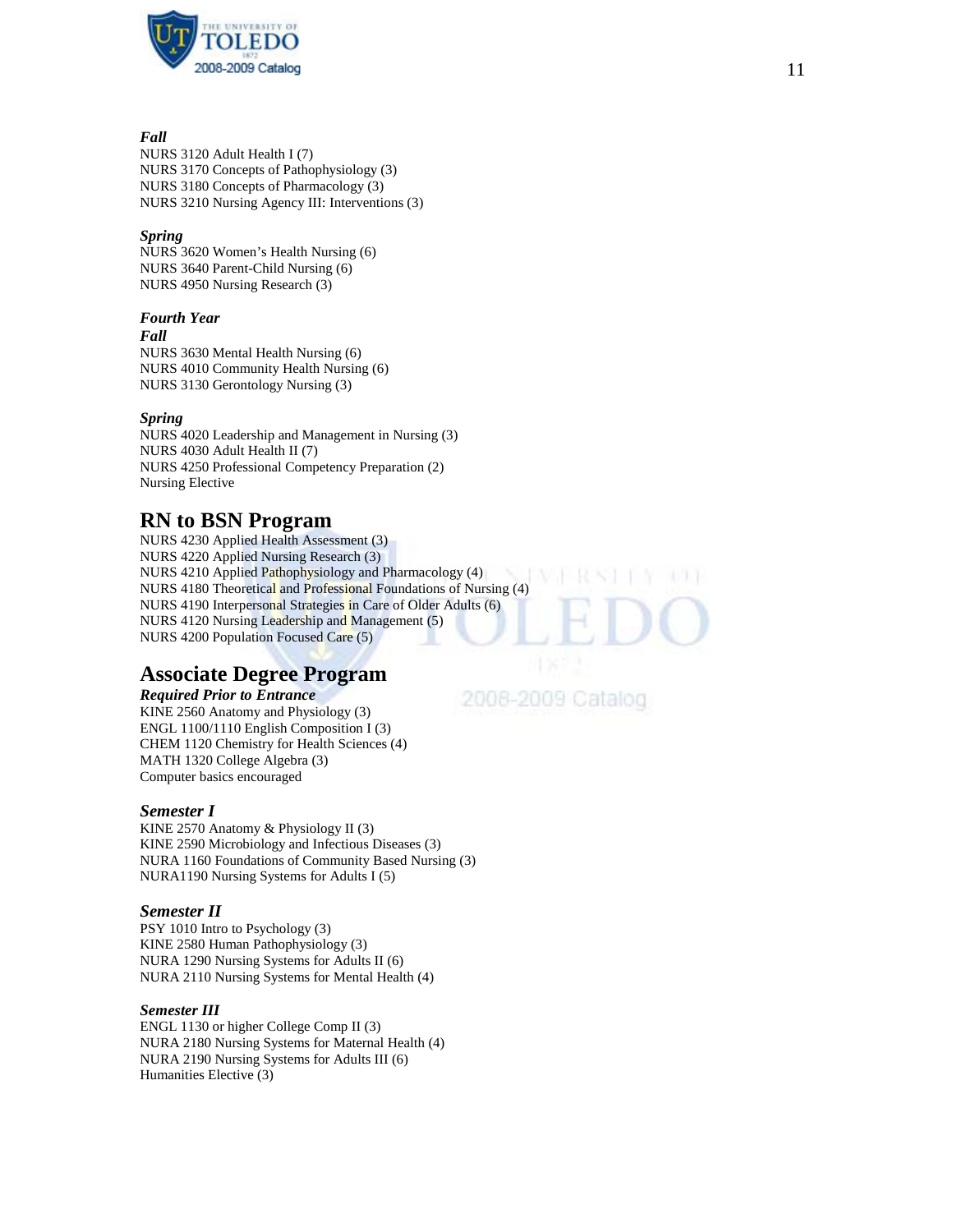***Fall***

NURS 3120 Adult Health I (7)
NURS 3170 Concepts of Pathophysiology (3)
NURS 3180 Concepts of Pharmacology (3)
NURS 3210 Nursing Agency III: Interventions (3)

***Spring***

NURS 3620 Women's Health Nursing (6)
NURS 3640 Parent-Child Nursing (6)
NURS 4950 Nursing Research (3)

***Fourth Year***

***Fall***

NURS 3630 Mental Health Nursing (6)
NURS 4010 Community Health Nursing (6)
NURS 3130 Gerontology Nursing (3)

***Spring***

NURS 4020 Leadership and Management in Nursing (3)
NURS 4030 Adult Health II (7)
NURS 4250 Professional Competency Preparation (2)
Nursing Elective

## RN to BSN Program

NURS 4230 Applied Health Assessment (3)
NURS 4220 Applied Nursing Research (3)
NURS 4210 Applied Pathophysiology and Pharmacology (4)
NURS 4180 Theoretical and Professional Foundations of Nursing (4)
NURS 4190 Interpersonal Strategies in Care of Older Adults (6)
NURS 4120 Nursing Leadership and Management (5)
NURS 4200 Population Focused Care (5)

## Associate Degree Program

***Required Prior to Entrance***

KINE 2560 Anatomy and Physiology (3)
ENGL 1100/1110 English Composition I (3)
CHEM 1120 Chemistry for Health Sciences (4)
MATH 1320 College Algebra (3)
Computer basics encouraged

***Semester I***

KINE 2570 Anatomy & Physiology II (3)
KINE 2590 Microbiology and Infectious Diseases (3)
NURA 1160 Foundations of Community Based Nursing (3)
NURA1190 Nursing Systems for Adults I (5)

***Semester II***

PSY 1010 Intro to Psychology (3)
KINE 2580 Human Pathophysiology (3)
NURA 1290 Nursing Systems for Adults II (6)
NURA 2110 Nursing Systems for Mental Health (4)

***Semester III***

ENGL 1130 or higher College Comp II (3)
NURA 2180 Nursing Systems for Maternal Health (4)
NURA 2190 Nursing Systems for Adults III (6)
Humanities Elective (3)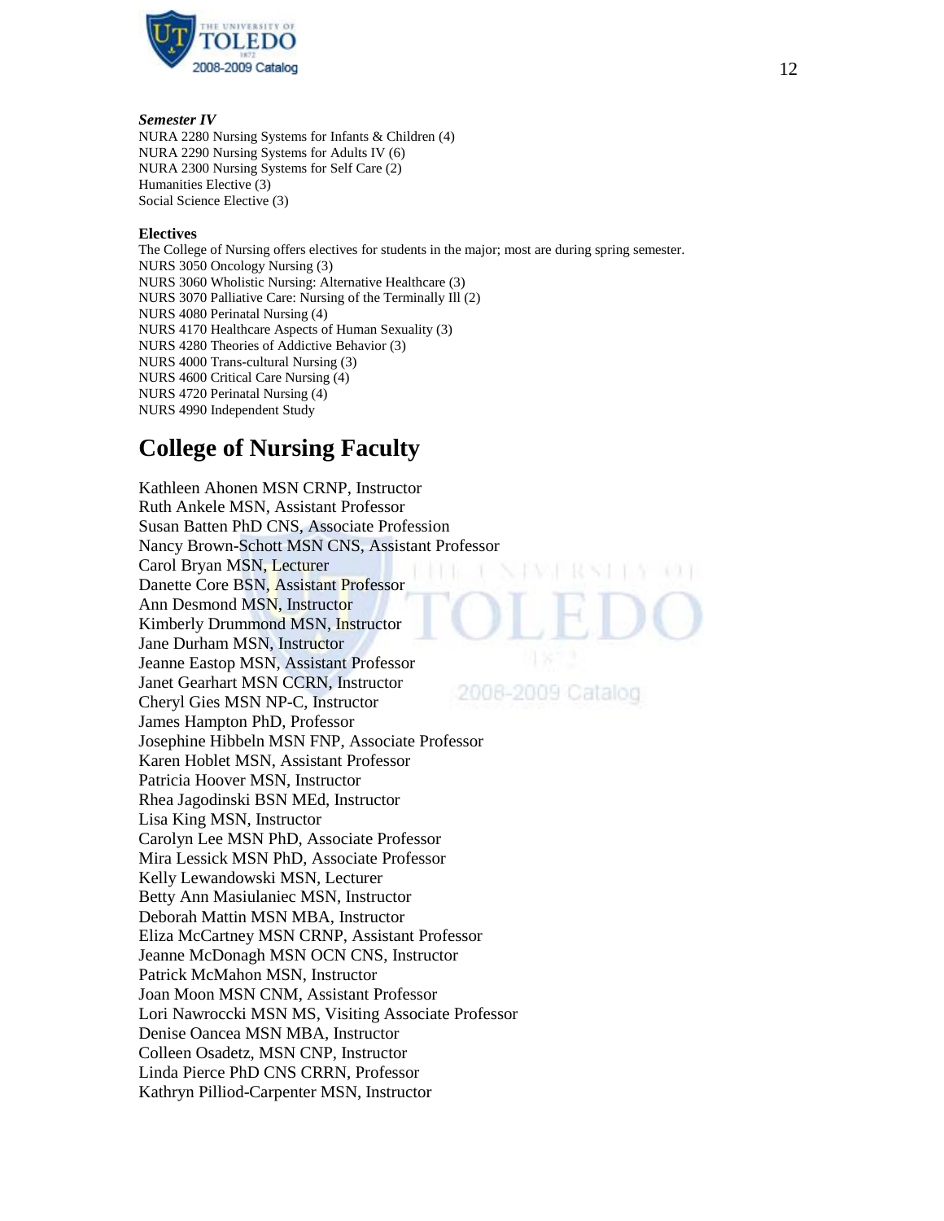***Semester IV***
NURA 2280 Nursing Systems for Infants & Children (4)
NURA 2290 Nursing Systems for Adults IV (6)
NURA 2300 Nursing Systems for Self Care (2)
Humanities Elective (3)
Social Science Elective (3)

**Electives**
The College of Nursing offers electives for students in the major; most are during spring semester.
NURS 3050 Oncology Nursing (3)
NURS 3060 Wholistic Nursing: Alternative Healthcare (3)
NURS 3070 Palliative Care: Nursing of the Terminally Ill (2)
NURS 4080 Perinatal Nursing (4)
NURS 4170 Healthcare Aspects of Human Sexuality (3)
NURS 4280 Theories of Addictive Behavior (3)
NURS 4000 Trans-cultural Nursing (3)
NURS 4600 Critical Care Nursing (4)
NURS 4720 Perinatal Nursing (4)
NURS 4990 Independent Study

## College of Nursing Faculty

Kathleen Ahonen MSN CRNP, Instructor
Ruth Ankele MSN, Assistant Professor
Susan Batten PhD CNS, Associate Profession
Nancy Brown-Schott MSN CNS, Assistant Professor
Carol Bryan MSN, Lecturer
Danette Core BSN, Assistant Professor
Ann Desmond MSN, Instructor
Kimberly Drummond MSN, Instructor
Jane Durham MSN, Instructor
Jeanne Eastop MSN, Assistant Professor
Janet Gearhart MSN CCRN, Instructor
Cheryl Gies MSN NP-C, Instructor
James Hampton PhD, Professor
Josephine Hibbeln MSN FNP, Associate Professor
Karen Hoblet MSN, Assistant Professor
Patricia Hoover MSN, Instructor
Rhea Jagodinski BSN MEd, Instructor
Lisa King MSN, Instructor
Carolyn Lee MSN PhD, Associate Professor
Mira Lessick MSN PhD, Associate Professor
Kelly Lewandowski MSN, Lecturer
Betty Ann Masiulaniec MSN, Instructor
Deborah Mattin MSN MBA, Instructor
Eliza McCartney MSN CRNP, Assistant Professor
Jeanne McDonagh MSN OCN CNS, Instructor
Patrick McMahon MSN, Instructor
Joan Moon MSN CNM, Assistant Professor
Lori Nawroccki MSN MS, Visiting Associate Professor
Denise Oancea MSN MBA, Instructor
Colleen Osadetz, MSN CNP, Instructor
Linda Pierce PhD CNS CRRN, Professor
Kathryn Pilliod-Carpenter MSN, Instructor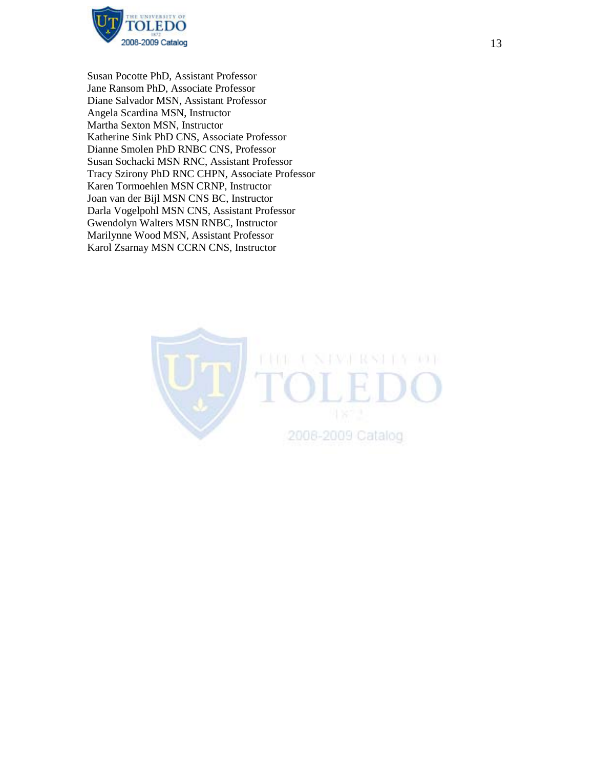Susan Pocotte PhD, Assistant Professor
Jane Ransom PhD, Associate Professor
Diane Salvador MSN, Assistant Professor
Angela Scardina MSN, Instructor
Martha Sexton MSN, Instructor
Katherine Sink PhD CNS, Associate Professor
Dianne Smolen PhD RNBC CNS, Professor
Susan Sochacki MSN RNC, Assistant Professor
Tracy Szirony PhD RNC CHPN, Associate Professor
Karen Tormoehlen MSN CRNP, Instructor
Joan van der Bijl MSN CNS BC, Instructor
Darla Vogelpohl MSN CNS, Assistant Professor
Gwendolyn Walters MSN RNBC, Instructor
Marilynne Wood MSN, Assistant Professor
Karol Zsarnay MSN CCRN CNS, Instructor